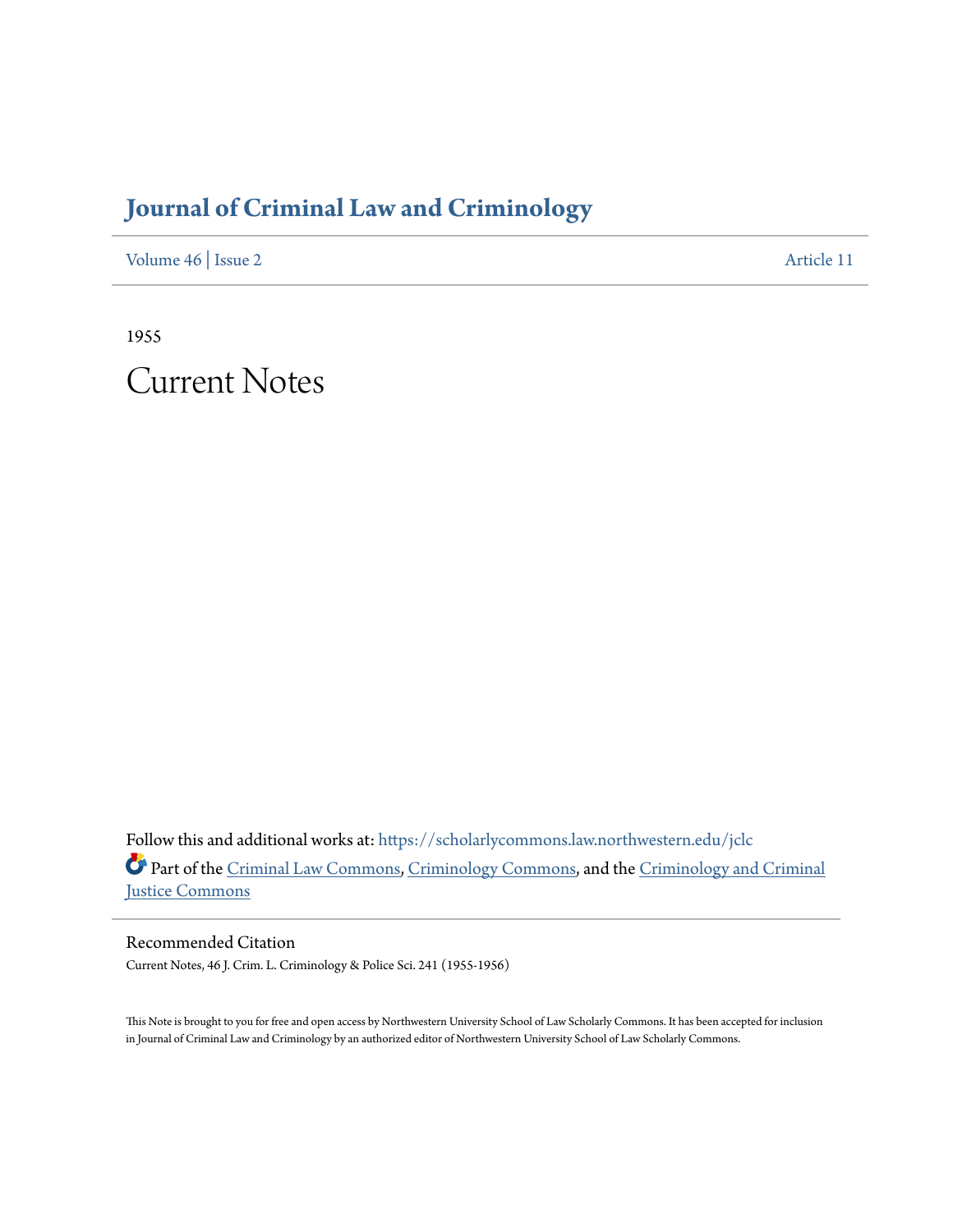# Journal of Criminal Law and Criminology

Volume 46 | Issue 2 Article 11

1955

# Current Notes

Follow this and additional works at: https://scholarlycommons.law.northwestern.edu/jclc

Part of the Criminal Law Commons, Criminology Commons, and the Criminology and Criminal Justice Commons

## Recommended Citation

Current Notes, 46 J. Crim. L. Criminology & Police Sci. 241 (1955-1956)

This Note is brought to you for free and open access by Northwestern University School of Law Scholarly Commons. It has been accepted for inclusion in Journal of Criminal Law and Criminology by an authorized editor of Northwestern University School of Law Scholarly Commons.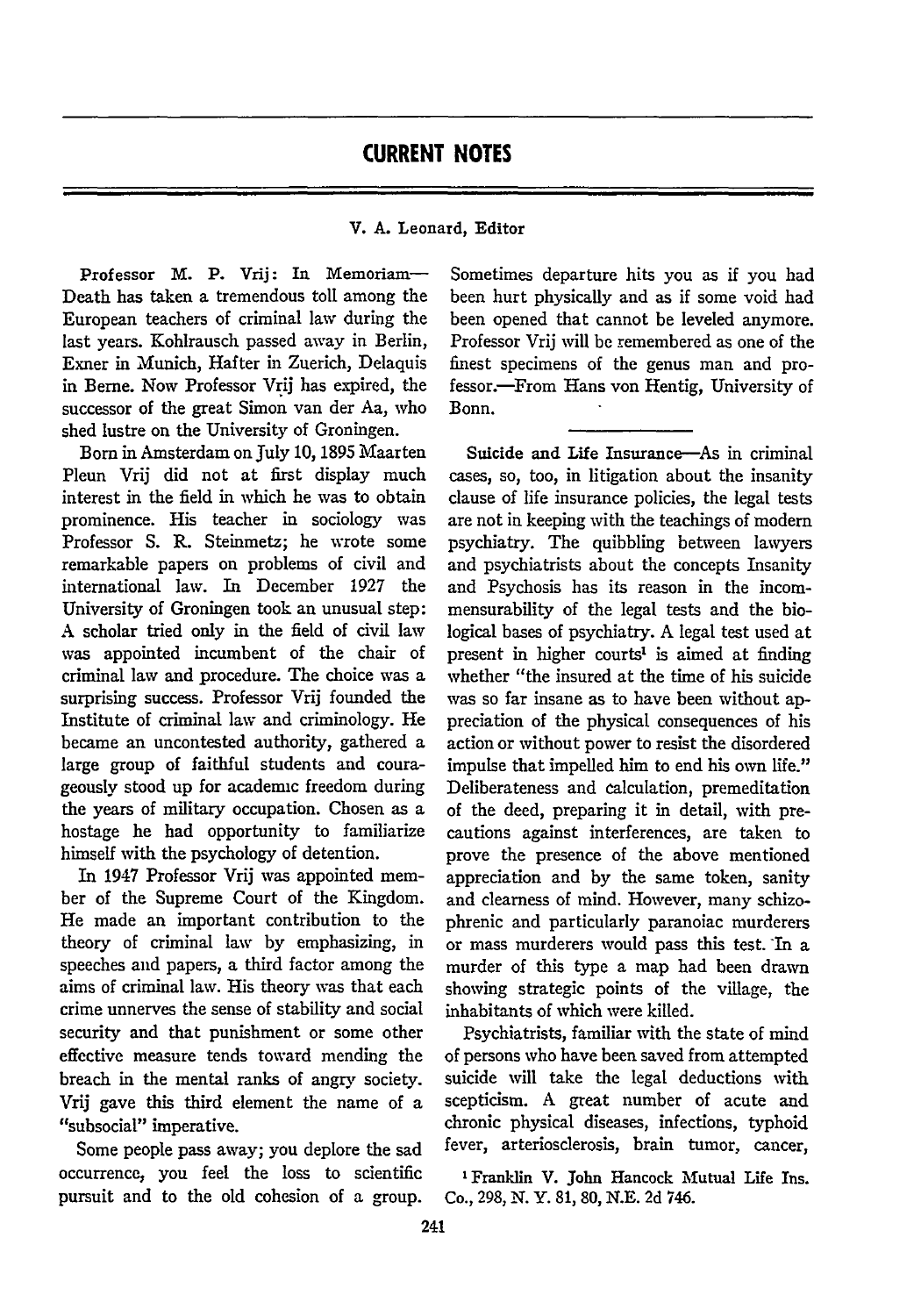# CURRENT NOTES

V. A. Leonard, Editor

**Professor M. P. Vrij: In Memoriam**—Death has taken a tremendous toll among the European teachers of criminal law during the last years. Kohlrausch passed away in Berlin, Exner in Munich, Hafter in Zuerich, Delaquis in Berne. Now Professor Vrij has expired, the successor of the great Simon van der Aa, who shed lustre on the University of Groningen.

Born in Amsterdam on July 10, 1895 Maarten Pleun Vrij did not at first display much interest in the field in which he was to obtain prominence. His teacher in sociology was Professor S. R. Steinmetz; he wrote some remarkable papers on problems of civil and international law. In December 1927 the University of Groningen took an unusual step: A scholar tried only in the field of civil law was appointed incumbent of the chair of criminal law and procedure. The choice was a surprising success. Professor Vrij founded the Institute of criminal law and criminology. He became an uncontested authority, gathered a large group of faithful students and courageously stood up for academic freedom during the years of military occupation. Chosen as a hostage he had opportunity to familiarize himself with the psychology of detention.

In 1947 Professor Vrij was appointed member of the Supreme Court of the Kingdom. He made an important contribution to the theory of criminal law by emphasizing, in speeches and papers, a third factor among the aims of criminal law. His theory was that each crime unnerves the sense of stability and social security and that punishment or some other effective measure tends toward mending the breach in the mental ranks of angry society. Vrij gave this third element the name of a "subsocial" imperative.

Some people pass away; you deplore the sad occurrence, you feel the loss to scientific pursuit and to the old cohesion of a group. Sometimes departure hits you as if you had been hurt physically and as if some void had been opened that cannot be leveled anymore. Professor Vrij will be remembered as one of the finest specimens of the genus man and professor.—From Hans von Hentig, University of Bonn.

---

**Suicide and Life Insurance**—As in criminal cases, so, too, in litigation about the insanity clause of life insurance policies, the legal tests are not in keeping with the teachings of modern psychiatry. The quibbling between lawyers and psychiatrists about the concepts Insanity and Psychosis has its reason in the incommensurability of the legal tests and the biological bases of psychiatry. A legal test used at present in higher courts[1] is aimed at finding whether "the insured at the time of his suicide was so far insane as to have been without appreciation of the physical consequences of his action or without power to resist the disordered impulse that impelled him to end his own life." Deliberateness and calculation, premeditation of the deed, preparing it in detail, with precautions against interferences, are taken to prove the presence of the above mentioned appreciation and by the same token, sanity and clearness of mind. However, many schizophrenic and particularly paranoiac murderers or mass murderers would pass this test. In a murder of this type a map had been drawn showing strategic points of the village, the inhabitants of which were killed.

Psychiatrists, familiar with the state of mind of persons who have been saved from attempted suicide will take the legal deductions with scepticism. A great number of acute and chronic physical diseases, infections, typhoid fever, arteriosclerosis, brain tumor, cancer,

[1] Franklin V. John Hancock Mutual Life Ins. Co., 298, N. Y. 81, 80, N.E. 2d 746.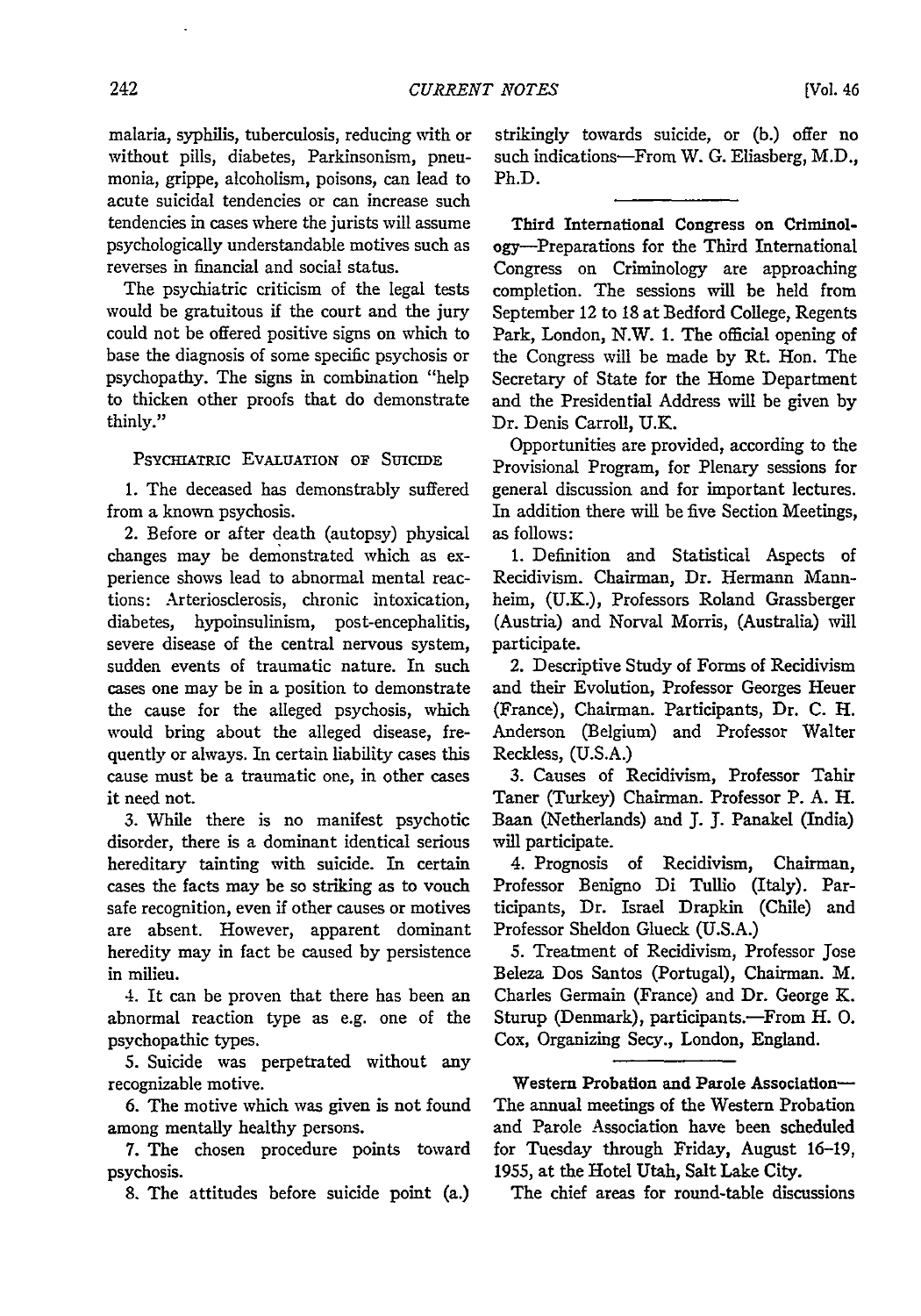malaria, syphilis, tuberculosis, reducing with or without pills, diabetes, Parkinsonism, pneumonia, grippe, alcoholism, poisons, can lead to acute suicidal tendencies or can increase such tendencies in cases where the jurists will assume psychologically understandable motives such as reverses in financial and social status.

The psychiatric criticism of the legal tests would be gratuitous if the court and the jury could not be offered positive signs on which to base the diagnosis of some specific psychosis or psychopathy. The signs in combination "help to thicken other proofs that do demonstrate thinly."

### Psychiatric Evaluation of Suicide

1. The deceased has demonstrably suffered from a known psychosis.

2. Before or after death (autopsy) physical changes may be demonstrated which as experience shows lead to abnormal mental reactions: Arteriosclerosis, chronic intoxication, diabetes, hypoinsulinism, post-encephalitis, severe disease of the central nervous system, sudden events of traumatic nature. In such cases one may be in a position to demonstrate the cause for the alleged psychosis, which would bring about the alleged disease, frequently or always. In certain liability cases this cause must be a traumatic one, in other cases it need not.

3. While there is no manifest psychotic disorder, there is a dominant identical serious hereditary tainting with suicide. In certain cases the facts may be so striking as to vouch safe recognition, even if other causes or motives are absent. However, apparent dominant heredity may in fact be caused by persistence in milieu.

4. It can be proven that there has been an abnormal reaction type as e.g. one of the psychopathic types.

5. Suicide was perpetrated without any recognizable motive.

6. The motive which was given is not found among mentally healthy persons.

7. The chosen procedure points toward psychosis.

8. The attitudes before suicide point (a.) strikingly towards suicide, or (b.) offer no such indications—From W. G. Eliasberg, M.D., Ph.D.

---

**Third International Congress on Criminology**—Preparations for the Third International Congress on Criminology are approaching completion. The sessions will be held from September 12 to 18 at Bedford College, Regents Park, London, N.W. 1. The official opening of the Congress will be made by Rt. Hon. The Secretary of State for the Home Department and the Presidential Address will be given by Dr. Denis Carroll, U.K.

Opportunities are provided, according to the Provisional Program, for Plenary sessions for general discussion and for important lectures. In addition there will be five Section Meetings, as follows:

1. Definition and Statistical Aspects of Recidivism. Chairman, Dr. Hermann Mannheim, (U.K.), Professors Roland Grassberger (Austria) and Norval Morris, (Australia) will participate.

2. Descriptive Study of Forms of Recidivism and their Evolution, Professor Georges Heuer (France), Chairman. Participants, Dr. C. H. Anderson (Belgium) and Professor Walter Reckless, (U.S.A.)

3. Causes of Recidivism, Professor Tahir Taner (Turkey) Chairman. Professor P. A. H. Baan (Netherlands) and J. J. Panakel (India) will participate.

4. Prognosis of Recidivism, Chairman, Professor Benigno Di Tullio (Italy). Participants, Dr. Israel Drapkin (Chile) and Professor Sheldon Glueck (U.S.A.)

5. Treatment of Recidivism, Professor Jose Beleza Dos Santos (Portugal), Chairman. M. Charles Germain (France) and Dr. George K. Sturup (Denmark), participants.—From H. O. Cox, Organizing Secy., London, England.

---

**Western Probation and Parole Association**—The annual meetings of the Western Probation and Parole Association have been scheduled for Tuesday through Friday, August 16–19, 1955, at the Hotel Utah, Salt Lake City.

The chief areas for round-table discussions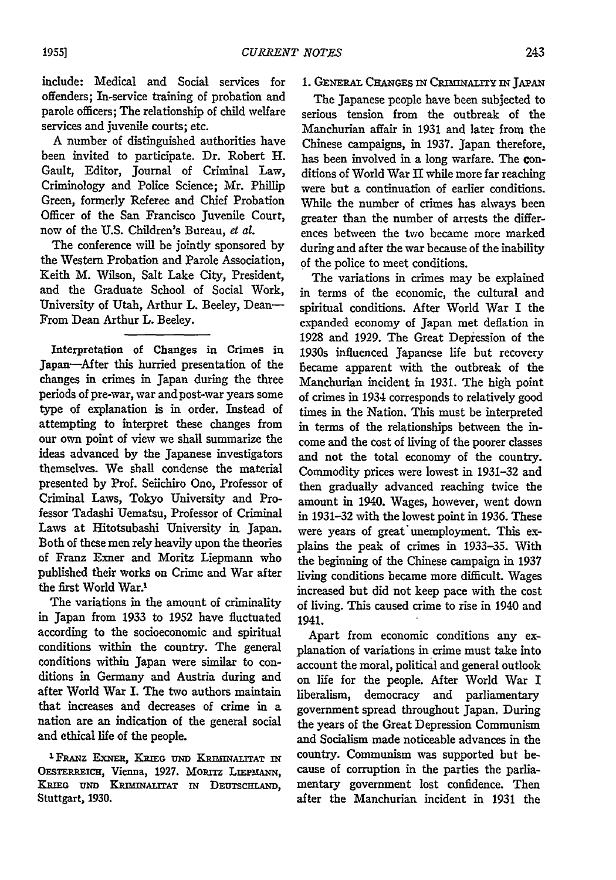include: Medical and Social services for offenders; In-service training of probation and parole officers; The relationship of child welfare services and juvenile courts; etc.

A number of distinguished authorities have been invited to participate. Dr. Robert H. Gault, Editor, Journal of Criminal Law, Criminology and Police Science; Mr. Phillip Green, formerly Referee and Chief Probation Officer of the San Francisco Juvenile Court, now of the U.S. Children's Bureau, *et al.*

The conference will be jointly sponsored by the Western Probation and Parole Association, Keith M. Wilson, Salt Lake City, President, and the Graduate School of Social Work, University of Utah, Arthur L. Beeley, Dean—From Dean Arthur L. Beeley.

**Interpretation of Changes in Crimes in Japan**—After this hurried presentation of the changes in crimes in Japan during the three periods of pre-war, war and post-war years some type of explanation is in order. Instead of attempting to interpret these changes from our own point of view we shall summarize the ideas advanced by the Japanese investigators themselves. We shall condense the material presented by Prof. Seiichiro Ono, Professor of Criminal Laws, Tokyo University and Professor Tadashi Uematsu, Professor of Criminal Laws at Hitotsubashi University in Japan. Both of these men rely heavily upon the theories of Franz Exner and Moritz Liepmann who published their works on Crime and War after the first World War.[1]

The variations in the amount of criminality in Japan from 1933 to 1952 have fluctuated according to the socioeconomic and spiritual conditions within the country. The general conditions within Japan were similar to conditions in Germany and Austria during and after World War I. The two authors maintain that increases and decreases of crime in a nation are an indication of the general social and ethical life of the people.

[1] Franz Exner, Krieg und Kriminalitat in Oesterreich, Vienna, 1927. Moritz Liepmann, Krieg und Kriminalitat in Deutschland, Stuttgart, 1930.

1. General Changes in Criminality in Japan

The Japanese people have been subjected to serious tension from the outbreak of the Manchurian affair in 1931 and later from the Chinese campaigns, in 1937. Japan therefore, has been involved in a long warfare. The conditions of World War II while more far reaching were but a continuation of earlier conditions. While the number of crimes has always been greater than the number of arrests the differences between the two became more marked during and after the war because of the inability of the police to meet conditions.

The variations in crimes may be explained in terms of the economic, the cultural and spiritual conditions. After World War I the expanded economy of Japan met deflation in 1928 and 1929. The Great Depression of the 1930s influenced Japanese life but recovery became apparent with the outbreak of the Manchurian incident in 1931. The high point of crimes in 1934 corresponds to relatively good times in the Nation. This must be interpreted in terms of the relationships between the income and the cost of living of the poorer classes and not the total economy of the country. Commodity prices were lowest in 1931–32 and then gradually advanced reaching twice the amount in 1940. Wages, however, went down in 1931–32 with the lowest point in 1936. These were years of great unemployment. This explains the peak of crimes in 1933–35. With the beginning of the Chinese campaign in 1937 living conditions became more difficult. Wages increased but did not keep pace with the cost of living. This caused crime to rise in 1940 and 1941.

Apart from economic conditions any explanation of variations in crime must take into account the moral, political and general outlook on life for the people. After World War I liberalism, democracy and parliamentary government spread throughout Japan. During the years of the Great Depression Communism and Socialism made noticeable advances in the country. Communism was supported but because of corruption in the parties the parliamentary government lost confidence. Then after the Manchurian incident in 1931 the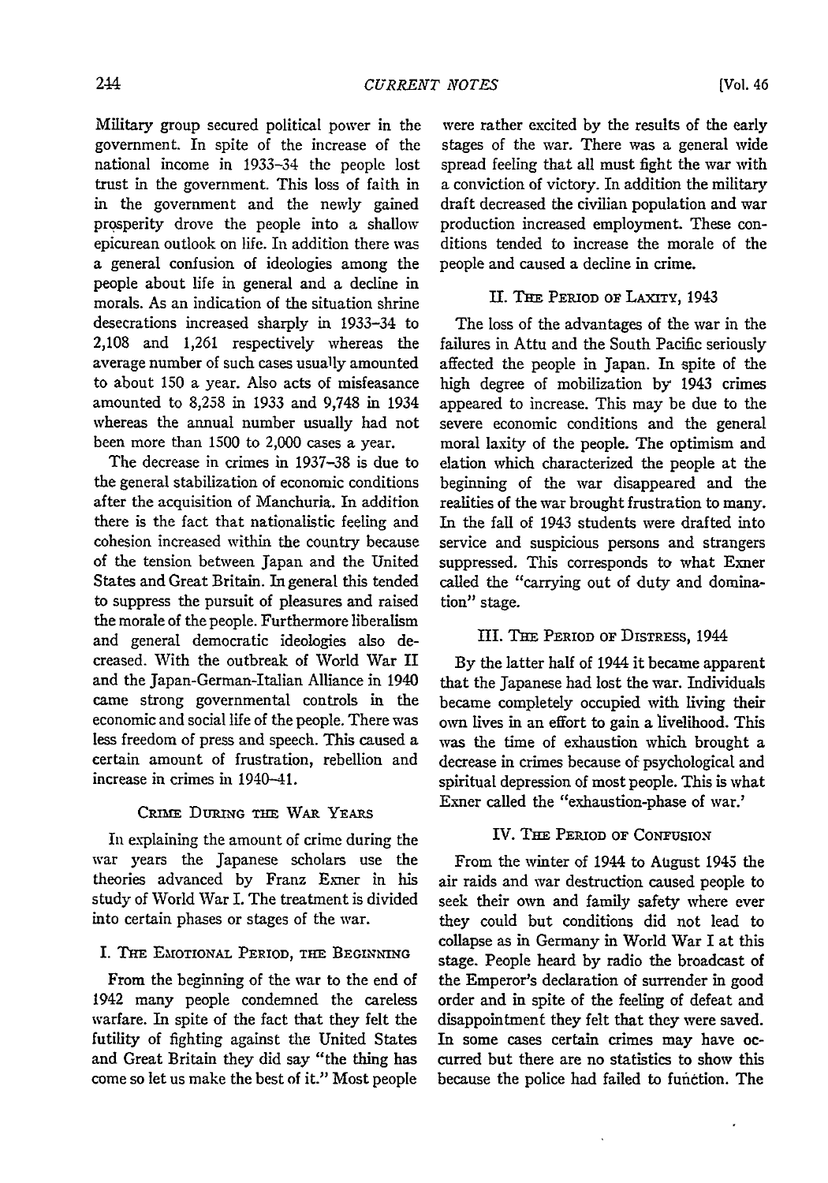Military group secured political power in the government. In spite of the increase of the national income in 1933–34 the people lost trust in the government. This loss of faith in in the government and the newly gained prosperity drove the people into a shallow epicurean outlook on life. In addition there was a general confusion of ideologies among the people about life in general and a decline in morals. As an indication of the situation shrine desecrations increased sharply in 1933–34 to 2,108 and 1,261 respectively whereas the average number of such cases usually amounted to about 150 a year. Also acts of misfeasance amounted to 8,258 in 1933 and 9,748 in 1934 whereas the annual number usually had not been more than 1500 to 2,000 cases a year.

The decrease in crimes in 1937–38 is due to the general stabilization of economic conditions after the acquisition of Manchuria. In addition there is the fact that nationalistic feeling and cohesion increased within the country because of the tension between Japan and the United States and Great Britain. In general this tended to suppress the pursuit of pleasures and raised the morale of the people. Furthermore liberalism and general democratic ideologies also decreased. With the outbreak of World War II and the Japan-German-Italian Alliance in 1940 came strong governmental controls in the economic and social life of the people. There was less freedom of press and speech. This caused a certain amount of frustration, rebellion and increase in crimes in 1940–41.

## Crime During the War Years

In explaining the amount of crime during the war years the Japanese scholars use the theories advanced by Franz Exner in his study of World War I. The treatment is divided into certain phases or stages of the war.

### I. The Emotional Period, the Beginning

From the beginning of the war to the end of 1942 many people condemned the careless warfare. In spite of the fact that they felt the futility of fighting against the United States and Great Britain they did say "the thing has come so let us make the best of it." Most people were rather excited by the results of the early stages of the war. There was a general wide spread feeling that all must fight the war with a conviction of victory. In addition the military draft decreased the civilian population and war production increased employment. These conditions tended to increase the morale of the people and caused a decline in crime.

### II. The Period of Laxity, 1943

The loss of the advantages of the war in the failures in Attu and the South Pacific seriously affected the people in Japan. In spite of the high degree of mobilization by 1943 crimes appeared to increase. This may be due to the severe economic conditions and the general moral laxity of the people. The optimism and elation which characterized the people at the beginning of the war disappeared and the realities of the war brought frustration to many. In the fall of 1943 students were drafted into service and suspicious persons and strangers suppressed. This corresponds to what Exner called the "carrying out of duty and domination" stage.

### III. The Period of Distress, 1944

By the latter half of 1944 it became apparent that the Japanese had lost the war. Individuals became completely occupied with living their own lives in an effort to gain a livelihood. This was the time of exhaustion which brought a decrease in crimes because of psychological and spiritual depression of most people. This is what Exner called the "exhaustion-phase of war.'

### IV. The Period of Confusion

From the winter of 1944 to August 1945 the air raids and war destruction caused people to seek their own and family safety where ever they could but conditions did not lead to collapse as in Germany in World War I at this stage. People heard by radio the broadcast of the Emperor's declaration of surrender in good order and in spite of the feeling of defeat and disappointment they felt that they were saved. In some cases certain crimes may have occurred but there are no statistics to show this because the police had failed to function. The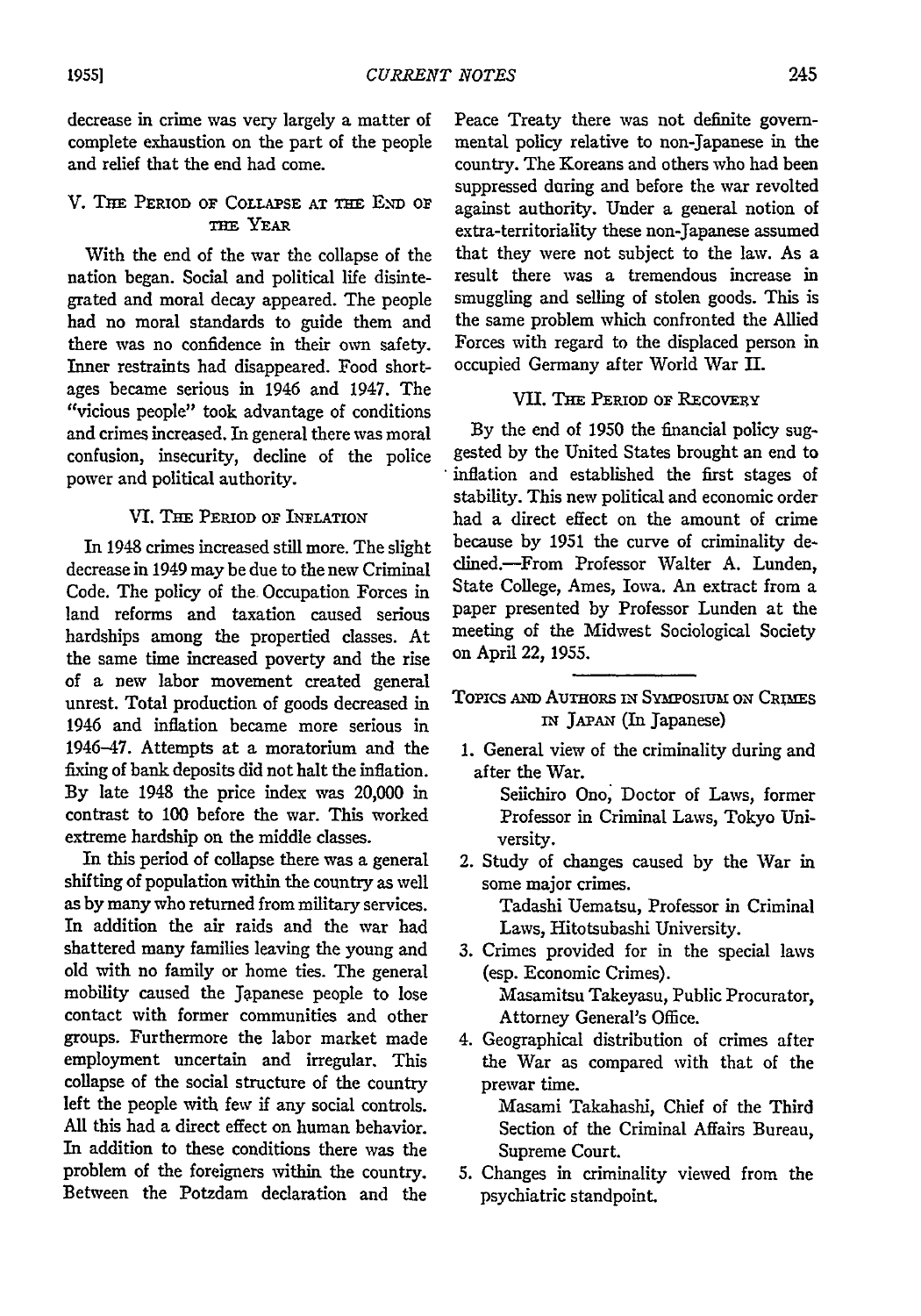decrease in crime was very largely a matter of complete exhaustion on the part of the people and relief that the end had come.

### V. The Period of Collapse at the End of the Year

With the end of the war the collapse of the nation began. Social and political life disintegrated and moral decay appeared. The people had no moral standards to guide them and there was no confidence in their own safety. Inner restraints had disappeared. Food shortages became serious in 1946 and 1947. The "vicious people" took advantage of conditions and crimes increased. In general there was moral confusion, insecurity, decline of the police power and political authority.

### VI. The Period of Inflation

In 1948 crimes increased still more. The slight decrease in 1949 may be due to the new Criminal Code. The policy of the Occupation Forces in land reforms and taxation caused serious hardships among the propertied classes. At the same time increased poverty and the rise of a new labor movement created general unrest. Total production of goods decreased in 1946 and inflation became more serious in 1946–47. Attempts at a moratorium and the fixing of bank deposits did not halt the inflation. By late 1948 the price index was 20,000 in contrast to 100 before the war. This worked extreme hardship on the middle classes.

In this period of collapse there was a general shifting of population within the country as well as by many who returned from military services. In addition the air raids and the war had shattered many families leaving the young and old with no family or home ties. The general mobility caused the Japanese people to lose contact with former communities and other groups. Furthermore the labor market made employment uncertain and irregular. This collapse of the social structure of the country left the people with few if any social controls. All this had a direct effect on human behavior. In addition to these conditions there was the problem of the foreigners within the country. Between the Potzdam declaration and the Peace Treaty there was not definite governmental policy relative to non-Japanese in the country. The Koreans and others who had been suppressed during and before the war revolted against authority. Under a general notion of extra-territoriality these non-Japanese assumed that they were not subject to the law. As a result there was a tremendous increase in smuggling and selling of stolen goods. This is the same problem which confronted the Allied Forces with regard to the displaced person in occupied Germany after World War II.

### VII. The Period of Recovery

By the end of 1950 the financial policy suggested by the United States brought an end to inflation and established the first stages of stability. This new political and economic order had a direct effect on the amount of crime because by 1951 the curve of criminality declined.—From Professor Walter A. Lunden, State College, Ames, Iowa. An extract from a paper presented by Professor Lunden at the meeting of the Midwest Sociological Society on April 22, 1955.

---

## Topics and Authors in Symposium on Crimes in Japan (In Japanese)

1. General view of the criminality during and after the War.
   Seiichiro Ono, Doctor of Laws, former Professor in Criminal Laws, Tokyo University.
2. Study of changes caused by the War in some major crimes.
   Tadashi Uematsu, Professor in Criminal Laws, Hitotsubashi University.
3. Crimes provided for in the special laws (esp. Economic Crimes).
   Masamitsu Takeyasu, Public Procurator, Attorney General's Office.
4. Geographical distribution of crimes after the War as compared with that of the prewar time.
   Masami Takahashi, Chief of the Third Section of the Criminal Affairs Bureau, Supreme Court.
5. Changes in criminality viewed from the psychiatric standpoint.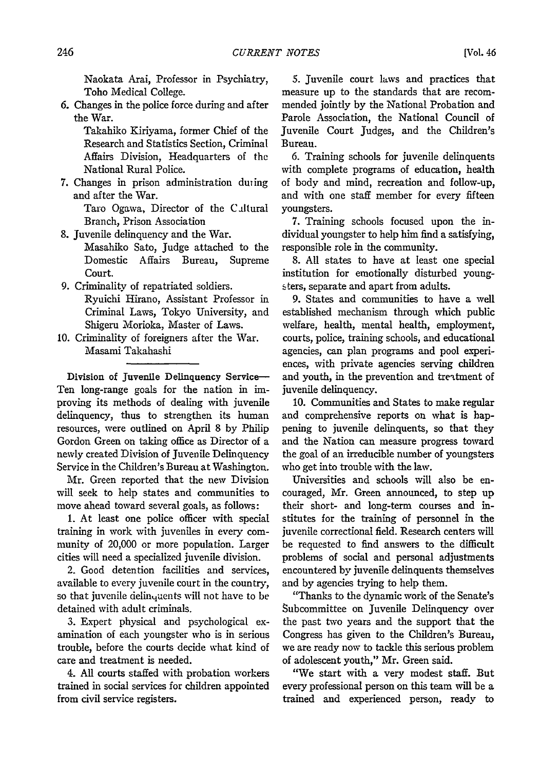Naokata Arai, Professor in Psychiatry, Toho Medical College.

6. Changes in the police force during and after the War.
   Takahiko Kiriyama, former Chief of the Research and Statistics Section, Criminal Affairs Division, Headquarters of the National Rural Police.
7. Changes in prison administration during and after the War.
   Taro Ogawa, Director of the Cultural Branch, Prison Association
8. Juvenile delinquency and the War.
   Masahiko Sato, Judge attached to the Domestic Affairs Bureau, Supreme Court.
9. Criminality of repatriated soldiers.
   Ryuichi Hirano, Assistant Professor in Criminal Laws, Tokyo University, and Shigeru Morioka, Master of Laws.
10. Criminality of foreigners after the War.
    Masami Takahashi

---

**Division of Juvenile Delinquency Service**—Ten long-range goals for the nation in improving its methods of dealing with juvenile delinquency, thus to strengthen its human resources, were outlined on April 8 by Philip Gordon Green on taking office as Director of a newly created Division of Juvenile Delinquency Service in the Children's Bureau at Washington.

Mr. Green reported that the new Division will seek to help states and communities to move ahead toward several goals, as follows:

1. At least one police officer with special training in work with juveniles in every community of 20,000 or more population. Larger cities will need a specialized juvenile division.

2. Good detention facilities and services, available to every juvenile court in the country, so that juvenile delinquents will not have to be detained with adult criminals.

3. Expert physical and psychological examination of each youngster who is in serious trouble, before the courts decide what kind of care and treatment is needed.

4. All courts staffed with probation workers trained in social services for children appointed from civil service registers.

5. Juvenile court laws and practices that measure up to the standards that are recommended jointly by the National Probation and Parole Association, the National Council of Juvenile Court Judges, and the Children's Bureau.

6. Training schools for juvenile delinquents with complete programs of education, health of body and mind, recreation and follow-up, and with one staff member for every fifteen youngsters.

7. Training schools focused upon the individual youngster to help him find a satisfying, responsible role in the community.

8. All states to have at least one special institution for emotionally disturbed youngsters, separate and apart from adults.

9. States and communities to have a well established mechanism through which public welfare, health, mental health, employment, courts, police, training schools, and educational agencies, can plan programs and pool experiences, with private agencies serving children and youth, in the prevention and treatment of juvenile delinquency.

10. Communities and States to make regular and comprehensive reports on what is happening to juvenile delinquents, so that they and the Nation can measure progress toward the goal of an irreducible number of youngsters who get into trouble with the law.

Universities and schools will also be encouraged, Mr. Green announced, to step up their short- and long-term courses and institutes for the training of personnel in the juvenile correctional field. Research centers will be requested to find answers to the difficult problems of social and personal adjustments encountered by juvenile delinquents themselves and by agencies trying to help them.

"Thanks to the dynamic work of the Senate's Subcommittee on Juvenile Delinquency over the past two years and the support that the Congress has given to the Children's Bureau, we are ready now to tackle this serious problem of adolescent youth," Mr. Green said.

"We start with a very modest staff. But every professional person on this team will be a trained and experienced person, ready to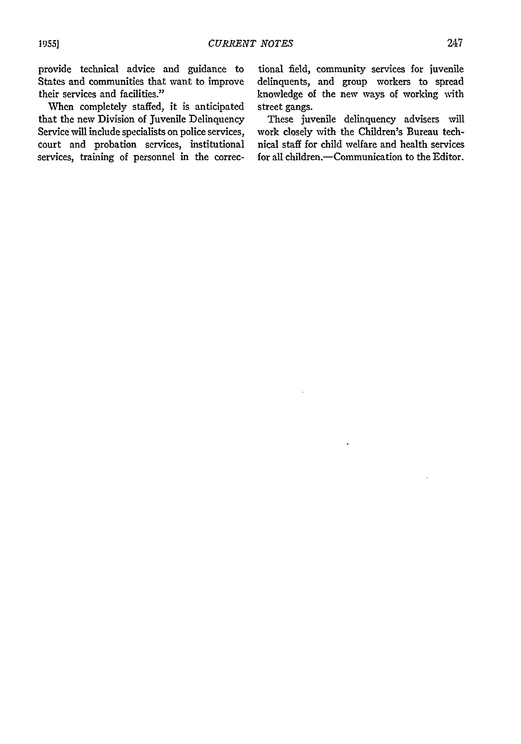provide technical advice and guidance to States and communities that want to improve their services and facilities."

When completely staffed, it is anticipated that the new Division of Juvenile Delinquency Service will include specialists on police services, court and probation services, institutional services, training of personnel in the correctional field, community services for juvenile delinquents, and group workers to spread knowledge of the new ways of working with street gangs.

These juvenile delinquency advisers will work closely with the Children's Bureau technical staff for child welfare and health services for all children.—Communication to the Editor.